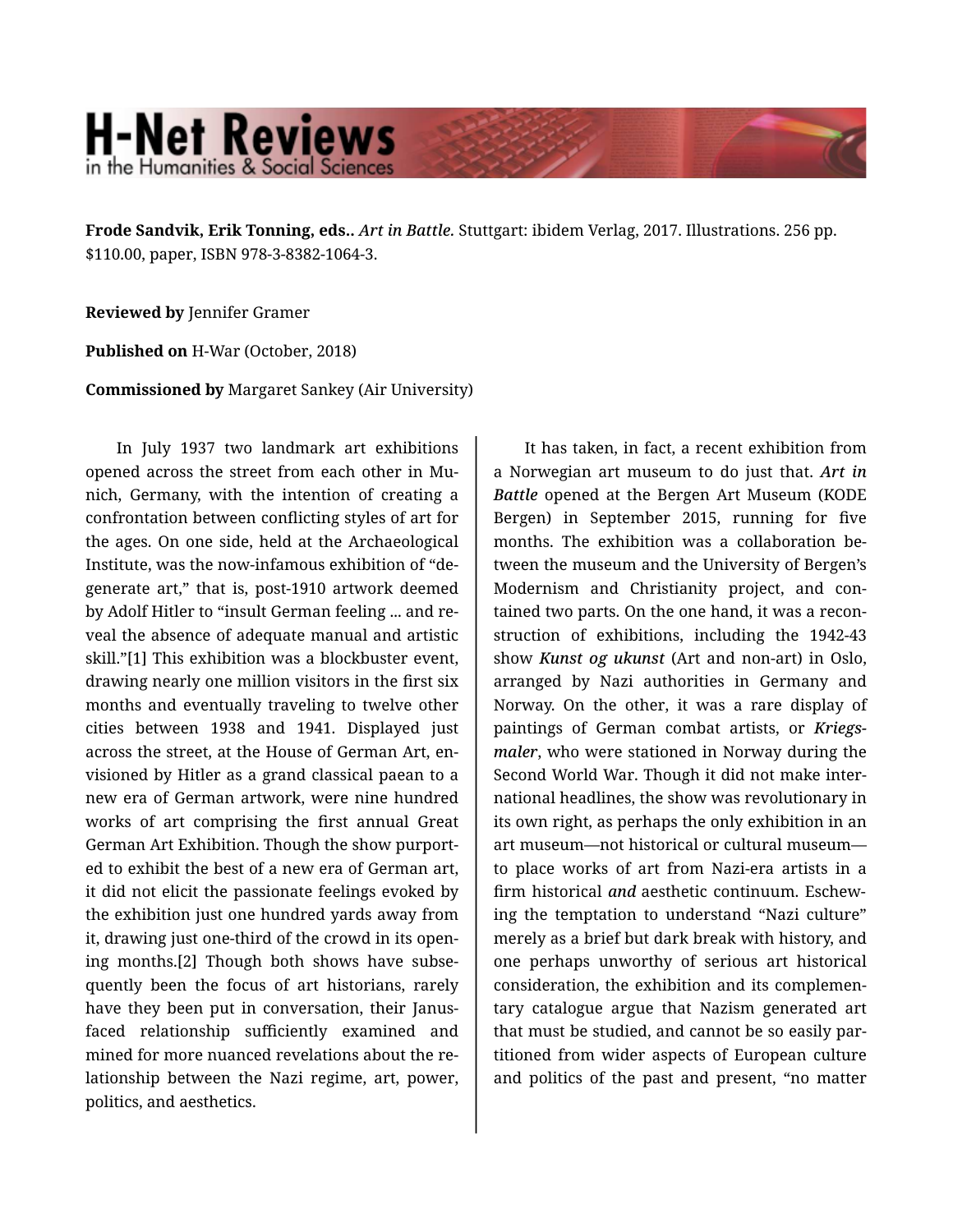# H-Net Reviews in the Humanities & Social Sciences

**Frode Sandvik, Erik Tonning, eds..** *Art in Battle.* Stuttgart: ibidem Verlag, 2017. Illustrations. 256 pp. $110.00, paper, ISBN 978-3-8382-1064-3.

**Reviewed by** Jennifer Gramer

**Published on** H-War (October, 2018)

**Commissioned by** Margaret Sankey (Air University)

In July 1937 two landmark art exhibitions opened across the street from each other in Munich, Germany, with the intention of creating a confrontation between conflicting styles of art for the ages. On one side, held at the Archaeological Institute, was the now-infamous exhibition of "degenerate art," that is, post-1910 artwork deemed by Adolf Hitler to "insult German feeling ... and reveal the absence of adequate manual and artistic skill."[1] This exhibition was a blockbuster event, drawing nearly one million visitors in the first six months and eventually traveling to twelve other cities between 1938 and 1941. Displayed just across the street, at the House of German Art, envisioned by Hitler as a grand classical paean to a new era of German artwork, were nine hundred works of art comprising the first annual Great German Art Exhibition. Though the show purported to exhibit the best of a new era of German art, it did not elicit the passionate feelings evoked by the exhibition just one hundred yards away from it, drawing just one-third of the crowd in its opening months.[2] Though both shows have subsequently been the focus of art historians, rarely have they been put in conversation, their Janus-faced relationship sufficiently examined and mined for more nuanced revelations about the relationship between the Nazi regime, art, power, politics, and aesthetics.

It has taken, in fact, a recent exhibition from a Norwegian art museum to do just that. *Art in Battle* opened at the Bergen Art Museum (KODE Bergen) in September 2015, running for five months. The exhibition was a collaboration between the museum and the University of Bergen's Modernism and Christianity project, and contained two parts. On the one hand, it was a reconstruction of exhibitions, including the 1942-43 show ***Kunst og ukunst*** (Art and non-art) in Oslo, arranged by Nazi authorities in Germany and Norway. On the other, it was a rare display of paintings of German combat artists, or ***Kriegsmaler***, who were stationed in Norway during the Second World War. Though it did not make international headlines, the show was revolutionary in its own right, as perhaps the only exhibition in an art museum—not historical or cultural museum—to place works of art from Nazi-era artists in a firm historical ***and*** aesthetic continuum. Eschewing the temptation to understand "Nazi culture" merely as a brief but dark break with history, and one perhaps unworthy of serious art historical consideration, the exhibition and its complementary catalogue argue that Nazism generated art that must be studied, and cannot be so easily partitioned from wider aspects of European culture and politics of the past and present, "no matter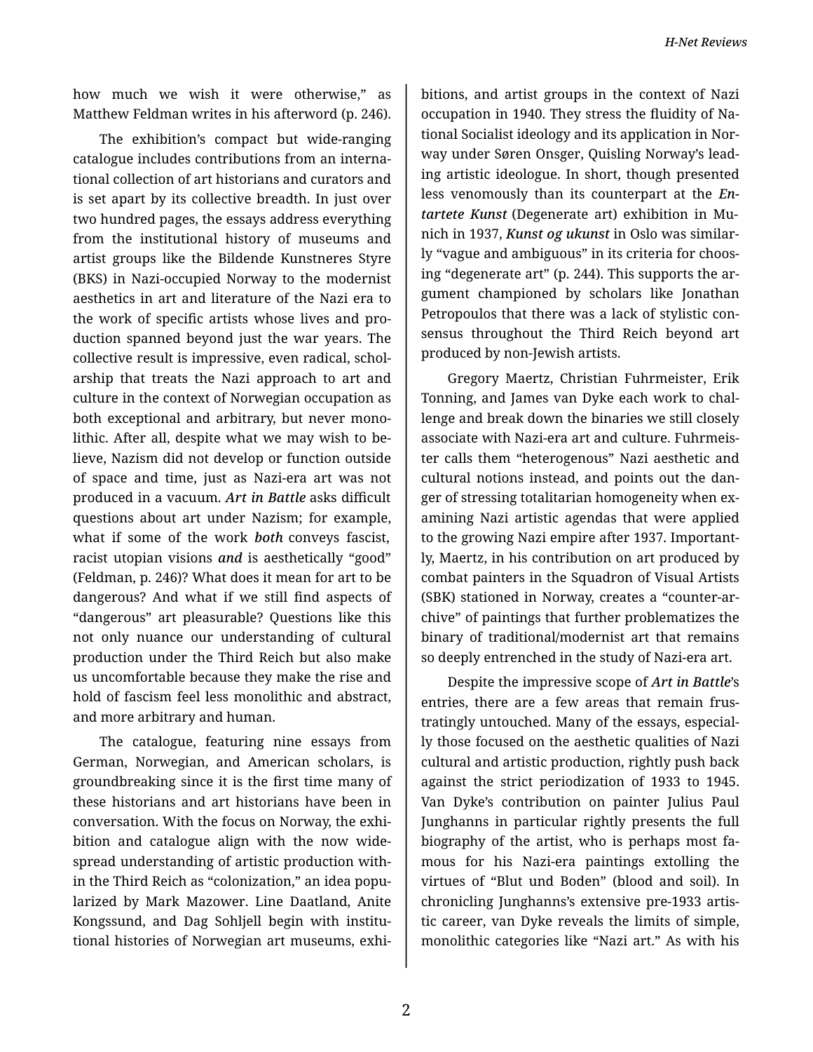how much we wish it were otherwise," as Matthew Feldman writes in his afterword (p. 246).

The exhibition's compact but wide-ranging catalogue includes contributions from an international collection of art historians and curators and is set apart by its collective breadth. In just over two hundred pages, the essays address everything from the institutional history of museums and artist groups like the Bildende Kunstneres Styre (BKS) in Nazi-occupied Norway to the modernist aesthetics in art and literature of the Nazi era to the work of specific artists whose lives and production spanned beyond just the war years. The collective result is impressive, even radical, scholarship that treats the Nazi approach to art and culture in the context of Norwegian occupation as both exceptional and arbitrary, but never monolithic. After all, despite what we may wish to believe, Nazism did not develop or function outside of space and time, just as Nazi-era art was not produced in a vacuum. ***Art in Battle*** asks difficult questions about art under Nazism; for example, what if some of the work ***both*** conveys fascist, racist utopian visions ***and*** is aesthetically "good" (Feldman, p. 246)? What does it mean for art to be dangerous? And what if we still find aspects of "dangerous" art pleasurable? Questions like this not only nuance our understanding of cultural production under the Third Reich but also make us uncomfortable because they make the rise and hold of fascism feel less monolithic and abstract, and more arbitrary and human.

The catalogue, featuring nine essays from German, Norwegian, and American scholars, is groundbreaking since it is the first time many of these historians and art historians have been in conversation. With the focus on Norway, the exhibition and catalogue align with the now widespread understanding of artistic production within the Third Reich as "colonization," an idea popularized by Mark Mazower. Line Daatland, Anite Kongssund, and Dag Sohljell begin with institutional histories of Norwegian art museums, exhibitions, and artist groups in the context of Nazi occupation in 1940. They stress the fluidity of National Socialist ideology and its application in Norway under Søren Onsger, Quisling Norway's leading artistic ideologue. In short, though presented less venomously than its counterpart at the ***Entartete Kunst*** (Degenerate art) exhibition in Munich in 1937, ***Kunst og ukunst*** in Oslo was similarly "vague and ambiguous" in its criteria for choosing "degenerate art" (p. 244). This supports the argument championed by scholars like Jonathan Petropoulos that there was a lack of stylistic consensus throughout the Third Reich beyond art produced by non-Jewish artists.

Gregory Maertz, Christian Fuhrmeister, Erik Tonning, and James van Dyke each work to challenge and break down the binaries we still closely associate with Nazi-era art and culture. Fuhrmeister calls them "heterogenous" Nazi aesthetic and cultural notions instead, and points out the danger of stressing totalitarian homogeneity when examining Nazi artistic agendas that were applied to the growing Nazi empire after 1937. Importantly, Maertz, in his contribution on art produced by combat painters in the Squadron of Visual Artists (SBK) stationed in Norway, creates a "counter-archive" of paintings that further problematizes the binary of traditional/modernist art that remains so deeply entrenched in the study of Nazi-era art.

Despite the impressive scope of ***Art in Battle***'s entries, there are a few areas that remain frustratingly untouched. Many of the essays, especially those focused on the aesthetic qualities of Nazi cultural and artistic production, rightly push back against the strict periodization of 1933 to 1945. Van Dyke's contribution on painter Julius Paul Junghanns in particular rightly presents the full biography of the artist, who is perhaps most famous for his Nazi-era paintings extolling the virtues of "Blut und Boden" (blood and soil). In chronicling Junghanns's extensive pre-1933 artistic career, van Dyke reveals the limits of simple, monolithic categories like "Nazi art." As with his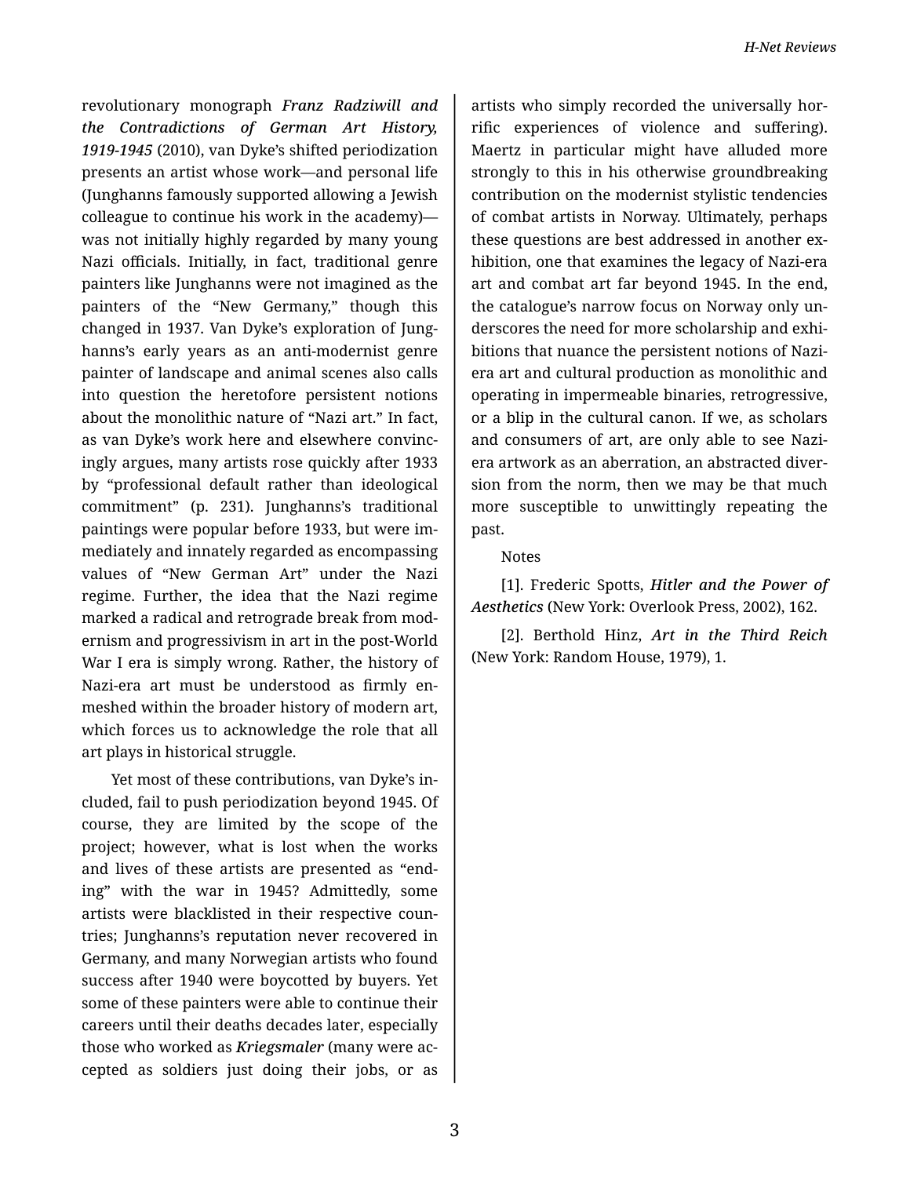revolutionary monograph ***Franz Radziwill and the Contradictions of German Art History, 1919-1945*** (2010), van Dyke's shifted periodization presents an artist whose work—and personal life (Junghanns famously supported allowing a Jewish colleague to continue his work in the academy)—was not initially highly regarded by many young Nazi officials. Initially, in fact, traditional genre painters like Junghanns were not imagined as the painters of the "New Germany," though this changed in 1937. Van Dyke's exploration of Junghanns's early years as an anti-modernist genre painter of landscape and animal scenes also calls into question the heretofore persistent notions about the monolithic nature of "Nazi art." In fact, as van Dyke's work here and elsewhere convincingly argues, many artists rose quickly after 1933 by "professional default rather than ideological commitment" (p. 231). Junghanns's traditional paintings were popular before 1933, but were immediately and innately regarded as encompassing values of "New German Art" under the Nazi regime. Further, the idea that the Nazi regime marked a radical and retrograde break from modernism and progressivism in art in the post-World War I era is simply wrong. Rather, the history of Nazi-era art must be understood as firmly enmeshed within the broader history of modern art, which forces us to acknowledge the role that all art plays in historical struggle.

Yet most of these contributions, van Dyke's included, fail to push periodization beyond 1945. Of course, they are limited by the scope of the project; however, what is lost when the works and lives of these artists are presented as "ending" with the war in 1945? Admittedly, some artists were blacklisted in their respective countries; Junghanns's reputation never recovered in Germany, and many Norwegian artists who found success after 1940 were boycotted by buyers. Yet some of these painters were able to continue their careers until their deaths decades later, especially those who worked as ***Kriegsmaler*** (many were accepted as soldiers just doing their jobs, or as artists who simply recorded the universally horrific experiences of violence and suffering). Maertz in particular might have alluded more strongly to this in his otherwise groundbreaking contribution on the modernist stylistic tendencies of combat artists in Norway. Ultimately, perhaps these questions are best addressed in another exhibition, one that examines the legacy of Nazi-era art and combat art far beyond 1945. In the end, the catalogue's narrow focus on Norway only underscores the need for more scholarship and exhibitions that nuance the persistent notions of Nazi-era art and cultural production as monolithic and operating in impermeable binaries, retrogressive, or a blip in the cultural canon. If we, as scholars and consumers of art, are only able to see Nazi-era artwork as an aberration, an abstracted diversion from the norm, then we may be that much more susceptible to unwittingly repeating the past.

Notes

[1]. Frederic Spotts, ***Hitler and the Power of Aesthetics*** (New York: Overlook Press, 2002), 162.

[2]. Berthold Hinz, ***Art in the Third Reich*** (New York: Random House, 1979), 1.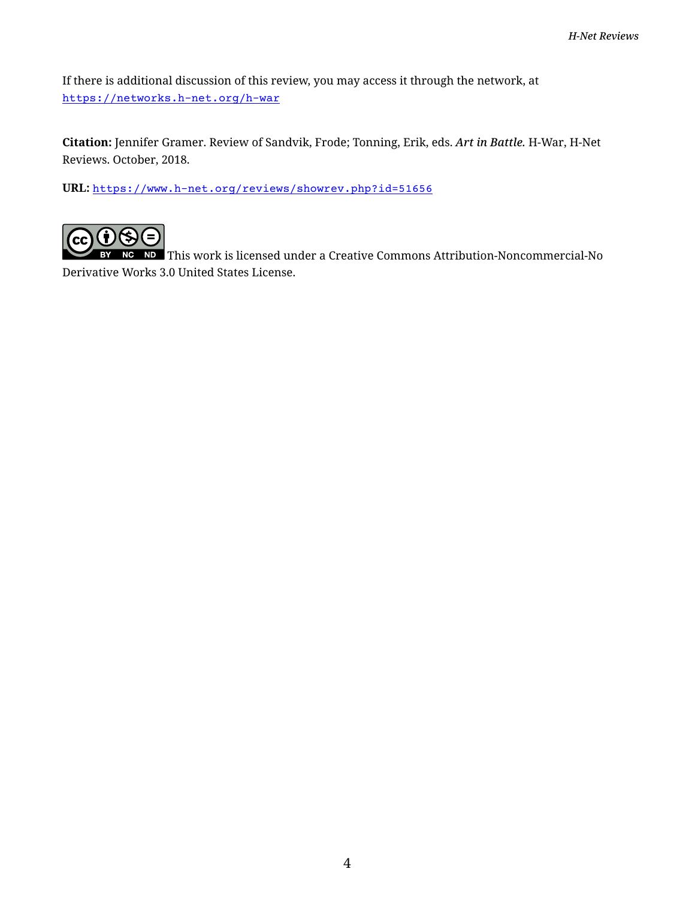If there is additional discussion of this review, you may access it through the network, at https://networks.h-net.org/h-war

**Citation:** Jennifer Gramer. Review of Sandvik, Frode; Tonning, Erik, eds. ***Art in Battle.*** H-War, H-Net Reviews. October, 2018.

**URL:** https://www.h-net.org/reviews/showrev.php?id=51656

This work is licensed under a Creative Commons Attribution-Noncommercial-No Derivative Works 3.0 United States License.